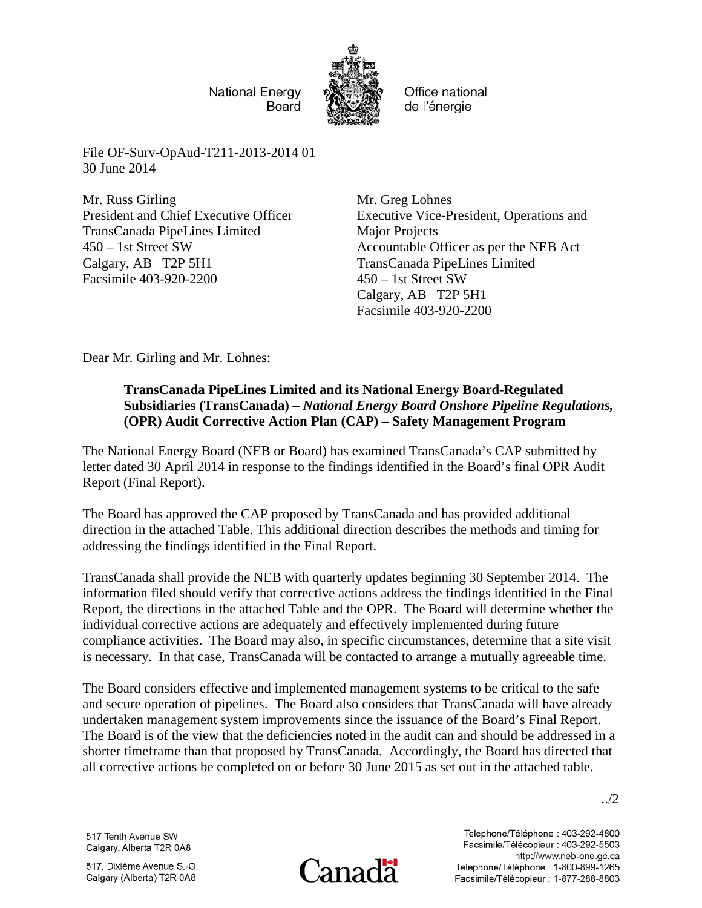National Energy Board | Office national de l'énergie

File OF-Surv-OpAud-T211-2013-2014 01
30 June 2014

Mr. Russ Girling
President and Chief Executive Officer
TransCanada PipeLines Limited
450 – 1st Street SW
Calgary, AB T2P 5H1
Facsimile 403-920-2200

Mr. Greg Lohnes
Executive Vice-President, Operations and Major Projects
Accountable Officer as per the NEB Act
TransCanada PipeLines Limited
450 – 1st Street SW
Calgary, AB T2P 5H1
Facsimile 403-920-2200

Dear Mr. Girling and Mr. Lohnes:

**TransCanada PipeLines Limited and its National Energy Board-Regulated Subsidiaries (TransCanada) –** ***National Energy Board Onshore Pipeline Regulations*****, (OPR) Audit Corrective Action Plan (CAP) – Safety Management Program**

The National Energy Board (NEB or Board) has examined TransCanada's CAP submitted by letter dated 30 April 2014 in response to the findings identified in the Board's final OPR Audit Report (Final Report).

The Board has approved the CAP proposed by TransCanada and has provided additional direction in the attached Table. This additional direction describes the methods and timing for addressing the findings identified in the Final Report.

TransCanada shall provide the NEB with quarterly updates beginning 30 September 2014. The information filed should verify that corrective actions address the findings identified in the Final Report, the directions in the attached Table and the OPR. The Board will determine whether the individual corrective actions are adequately and effectively implemented during future compliance activities. The Board may also, in specific circumstances, determine that a site visit is necessary. In that case, TransCanada will be contacted to arrange a mutually agreeable time.

The Board considers effective and implemented management systems to be critical to the safe and secure operation of pipelines. The Board also considers that TransCanada will have already undertaken management system improvements since the issuance of the Board's Final Report. The Board is of the view that the deficiencies noted in the audit can and should be addressed in a shorter timeframe than that proposed by TransCanada. Accordingly, the Board has directed that all corrective actions be completed on or before 30 June 2015 as set out in the attached table.

../2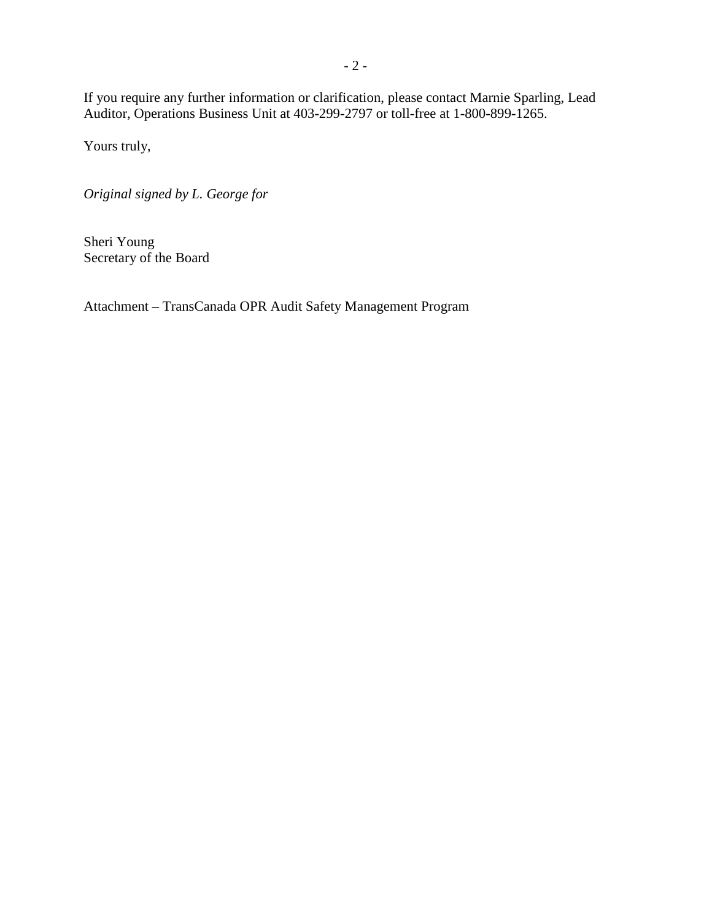If you require any further information or clarification, please contact Marnie Sparling, Lead Auditor, Operations Business Unit at 403-299-2797 or toll-free at 1-800-899-1265.

Yours truly,

*Original signed by L. George for*

Sheri Young
Secretary of the Board

Attachment – TransCanada OPR Audit Safety Management Program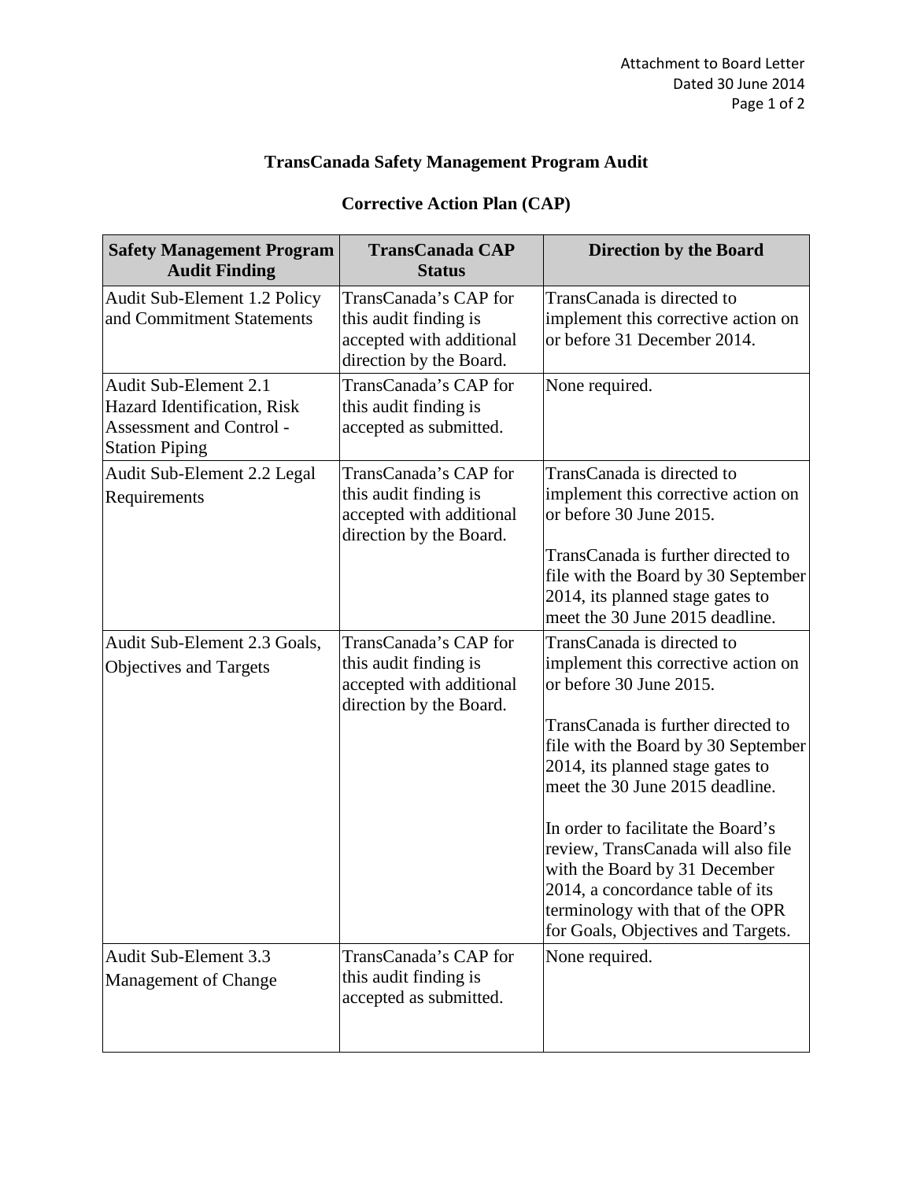# TransCanada Safety Management Program Audit

## Corrective Action Plan (CAP)

| Safety Management Program Audit Finding | TransCanada CAP Status | Direction by the Board |
|---|---|---|
| Audit Sub-Element 1.2 Policy and Commitment Statements | TransCanada's CAP for this audit finding is accepted with additional direction by the Board. | TransCanada is directed to implement this corrective action on or before 31 December 2014. |
| Audit Sub-Element 2.1 Hazard Identification, Risk Assessment and Control - Station Piping | TransCanada's CAP for this audit finding is accepted as submitted. | None required. |
| Audit Sub-Element 2.2 Legal Requirements | TransCanada's CAP for this audit finding is accepted with additional direction by the Board. | TransCanada is directed to implement this corrective action on or before 30 June 2015.<br><br>TransCanada is further directed to file with the Board by 30 September 2014, its planned stage gates to meet the 30 June 2015 deadline. |
| Audit Sub-Element 2.3 Goals, Objectives and Targets | TransCanada's CAP for this audit finding is accepted with additional direction by the Board. | TransCanada is directed to implement this corrective action on or before 30 June 2015.<br><br>TransCanada is further directed to file with the Board by 30 September 2014, its planned stage gates to meet the 30 June 2015 deadline.<br><br>In order to facilitate the Board's review, TransCanada will also file with the Board by 31 December 2014, a concordance table of its terminology with that of the OPR for Goals, Objectives and Targets. |
| Audit Sub-Element 3.3 Management of Change | TransCanada's CAP for this audit finding is accepted as submitted. | None required. |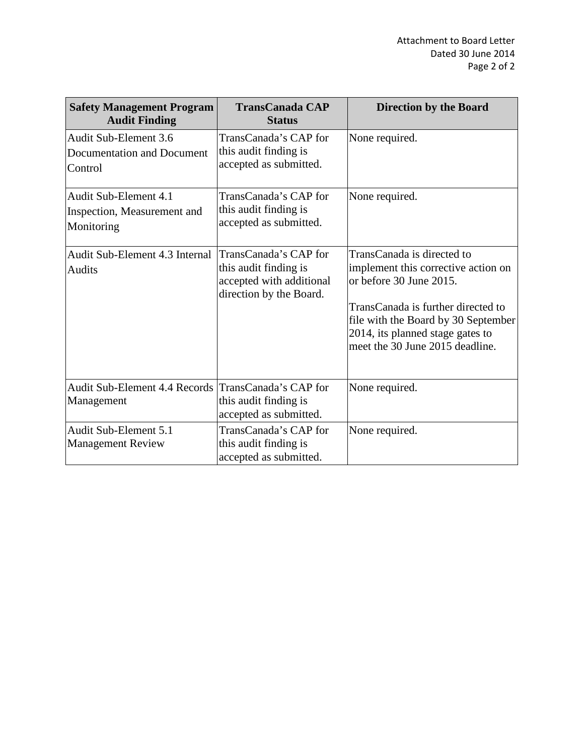| Safety Management Program Audit Finding | TransCanada CAP Status | Direction by the Board |
|---|---|---|
| Audit Sub-Element 3.6 Documentation and Document Control | TransCanada's CAP for this audit finding is accepted as submitted. | None required. |
| Audit Sub-Element 4.1 Inspection, Measurement and Monitoring | TransCanada's CAP for this audit finding is accepted as submitted. | None required. |
| Audit Sub-Element 4.3 Internal Audits | TransCanada's CAP for this audit finding is accepted with additional direction by the Board. | TransCanada is directed to implement this corrective action on or before 30 June 2015.<br><br>TransCanada is further directed to file with the Board by 30 September 2014, its planned stage gates to meet the 30 June 2015 deadline. |
| Audit Sub-Element 4.4 Records Management | TransCanada's CAP for this audit finding is accepted as submitted. | None required. |
| Audit Sub-Element 5.1 Management Review | TransCanada's CAP for this audit finding is accepted as submitted. | None required. |